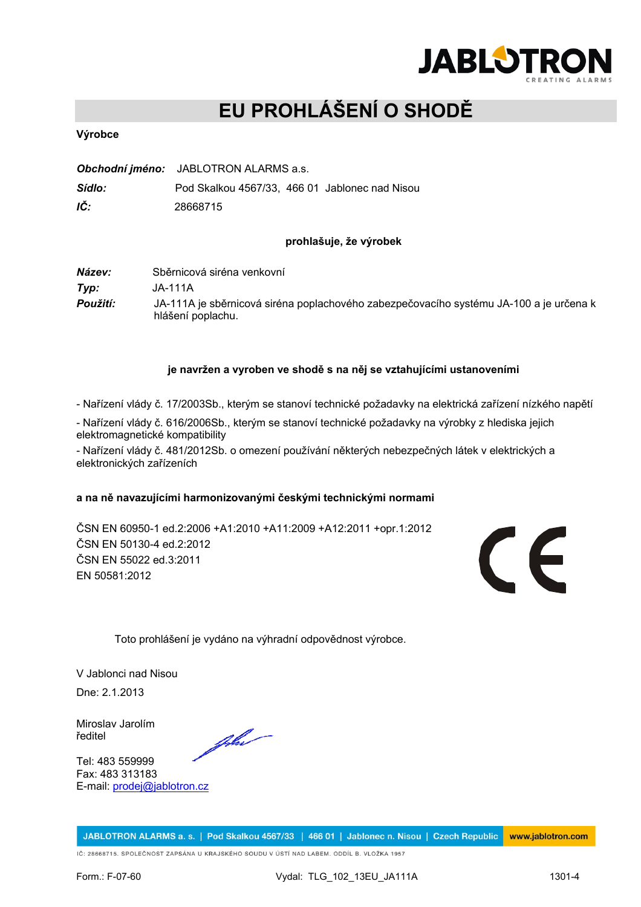# EU PROHLÁŠENÍ O SHODĚ

**Výrobce**

***Obchodní jméno:*** JABLOTRON ALARMS a.s.
***Sídlo:*** Pod Skalkou 4567/33, 466 01 Jablonec nad Nisou
***IČ:*** 28668715

**prohlašuje, že výrobek**

***Název:*** Sběrnicová siréna venkovní
***Typ:*** JA-111A
***Použití:*** JA-111A je sběrnicová siréna poplachového zabezpečovacího systému JA-100 a je určena k hlášení poplachu.

**je navržen a vyroben ve shodě s na něj se vztahujícími ustanoveními**

- Nařízení vlády č. 17/2003Sb., kterým se stanoví technické požadavky na elektrická zařízení nízkého napětí
- Nařízení vlády č. 616/2006Sb., kterým se stanoví technické požadavky na výrobky z hlediska jejich elektromagnetické kompatibility
- Nařízení vlády č. 481/2012Sb. o omezení používání některých nebezpečných látek v elektrických a elektronických zařízeních

**a na ně navazujícími harmonizovanými českými technickými normami**

ČSN EN 60950-1 ed.2:2006 +A1:2010 +A11:2009 +A12:2011 +opr.1:2012
ČSN EN 50130-4 ed.2:2012
ČSN EN 55022 ed.3:2011
EN 50581:2012

CE

Toto prohlášení je vydáno na výhradní odpovědnost výrobce.

V Jablonci nad Nisou
Dne: 2.1.2013

Miroslav Jarolím
ředitel

Tel: 483 559999
Fax: 483 313183
E-mail: prodej@jablotron.cz

JABLOTRON ALARMS a. s. | Pod Skalkou 4567/33 | 466 01 | Jablonec n. Nisou | Czech Republic | www.jablotron.com

IČ: 28668715. SPOLEČNOST ZAPSÁNA U KRAJSKÉHO SOUDU V ÚSTÍ NAD LABEM. ODDÍL B. VLOŽKA 1957

Form.: F-07-60 Vydal: TLG_102_13EU_JA111A 1301-4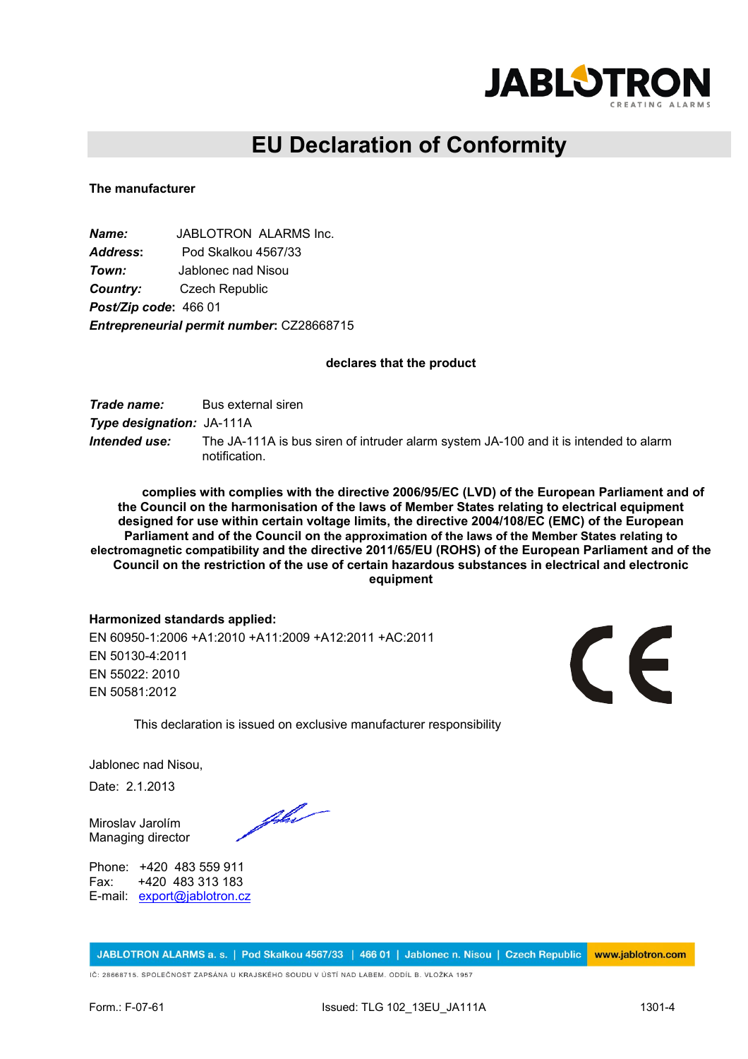# EU Declaration of Conformity

**The manufacturer**

***Name:*** JABLOTRON ALARMS Inc.
***Address***: Pod Skalkou 4567/33
***Town:*** Jablonec nad Nisou
***Country:*** Czech Republic
***Post/Zip code***: 466 01
***Entrepreneurial permit number***: CZ28668715

**declares that the product**

***Trade name:*** Bus external siren
***Type designation:*** JA-111A
***Intended use:*** The JA-111A is bus siren of intruder alarm system JA-100 and it is intended to alarm notification.

**complies with complies with the directive 2006/95/EC (LVD) of the European Parliament and of the Council on the harmonisation of the laws of Member States relating to electrical equipment designed for use within certain voltage limits, the directive 2004/108/EC (EMC) of the European Parliament and of the Council on the approximation of the laws of the Member States relating to electromagnetic compatibility and the directive 2011/65/EU (ROHS) of the European Parliament and of the Council on the restriction of the use of certain hazardous substances in electrical and electronic equipment**

**Harmonized standards applied:**
EN 60950-1:2006 +A1:2010 +A11:2009 +A12:2011 +AC:2011
EN 50130-4:2011
EN 55022: 2010
EN 50581:2012

This declaration is issued on exclusive manufacturer responsibility

Jablonec nad Nisou,

Date: 2.1.2013

Miroslav Jarolím
Managing director

Phone: +420 483 559 911
Fax: +420 483 313 183
E-mail: export@jablotron.cz

JABLOTRON ALARMS a. s. | Pod Skalkou 4567/33 | 466 01 | Jablonec n. Nisou | Czech Republic www.jablotron.com

IČ: 28668715. SPOLEČNOST ZAPSÁNA U KRAJSKÉHO SOUDU V ÚSTÍ NAD LABEM. ODDÍL B. VLOŽKA 1957

Form.: F-07-61 Issued: TLG 102_13EU_JA111A 1301-4